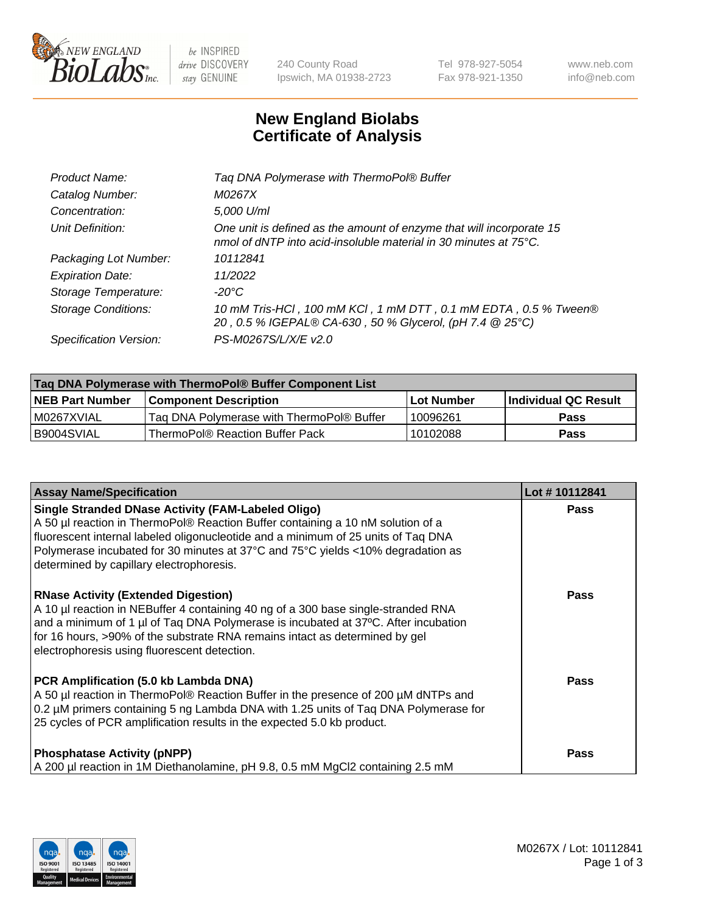# New England Biolabs Certificate of Analysis

| | |
|---|---|
| Product Name: | Taq DNA Polymerase with ThermoPol® Buffer |
| Catalog Number: | M0267X |
| Concentration: | 5,000 U/ml |
| Unit Definition: | One unit is defined as the amount of enzyme that will incorporate 15 nmol of dNTP into acid-insoluble material in 30 minutes at 75°C. |
| Packaging Lot Number: | 10112841 |
| Expiration Date: | 11/2022 |
| Storage Temperature: | -20°C |
| Storage Conditions: | 10 mM Tris-HCl , 100 mM KCl , 1 mM DTT , 0.1 mM EDTA , 0.5 % Tween® 20 , 0.5 % IGEPAL® CA-630 , 50 % Glycerol, (pH 7.4 @ 25°C) |
| Specification Version: | PS-M0267S/L/X/E v2.0 |

| Taq DNA Polymerase with ThermoPol® Buffer Component List | | | |
|---|---|---|---|
| NEB Part Number | Component Description | Lot Number | Individual QC Result |
| M0267XVIAL | Taq DNA Polymerase with ThermoPol® Buffer | 10096261 | Pass |
| B9004SVIAL | ThermoPol® Reaction Buffer Pack | 10102088 | Pass |

| Assay Name/Specification | Lot # 10112841 |
|---|---|
| **Single Stranded DNase Activity (FAM-Labeled Oligo)**<br>A 50 µl reaction in ThermoPol® Reaction Buffer containing a 10 nM solution of a fluorescent internal labeled oligonucleotide and a minimum of 25 units of Taq DNA Polymerase incubated for 30 minutes at 37°C and 75°C yields <10% degradation as determined by capillary electrophoresis. | Pass |
| **RNase Activity (Extended Digestion)**<br>A 10 µl reaction in NEBuffer 4 containing 40 ng of a 300 base single-stranded RNA and a minimum of 1 µl of Taq DNA Polymerase is incubated at 37ºC. After incubation for 16 hours, >90% of the substrate RNA remains intact as determined by gel electrophoresis using fluorescent detection. | Pass |
| **PCR Amplification (5.0 kb Lambda DNA)**<br>A 50 µl reaction in ThermoPol® Reaction Buffer in the presence of 200 µM dNTPs and 0.2 µM primers containing 5 ng Lambda DNA with 1.25 units of Taq DNA Polymerase for 25 cycles of PCR amplification results in the expected 5.0 kb product. | Pass |
| **Phosphatase Activity (pNPP)**<br>A 200 µl reaction in 1M Diethanolamine, pH 9.8, 0.5 mM $MgCl_2$ containing 2.5 mM | Pass |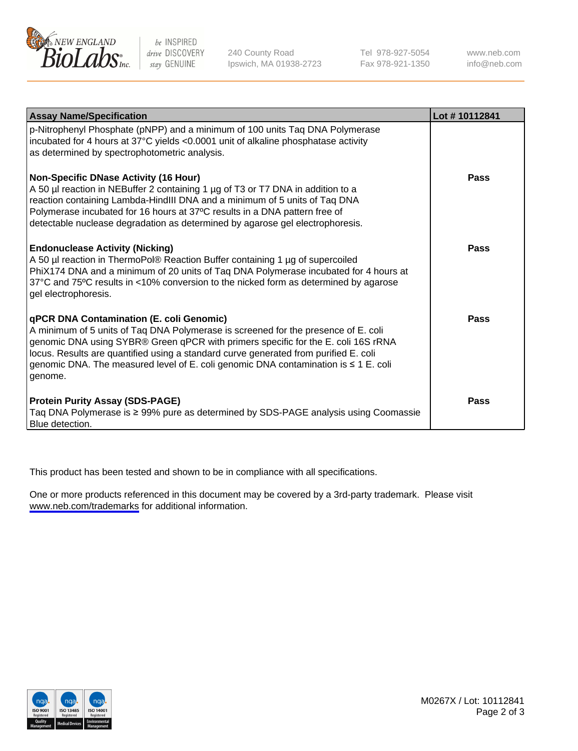| Assay Name/Specification | Lot # 10112841 |
| --- | --- |
| p-Nitrophenyl Phosphate (pNPP) and a minimum of 100 units Taq DNA Polymerase incubated for 4 hours at 37°C yields <0.0001 unit of alkaline phosphatase activity as determined by spectrophotometric analysis. | |
| **Non-Specific DNase Activity (16 Hour)**<br>A 50 µl reaction in NEBuffer 2 containing 1 µg of T3 or T7 DNA in addition to a reaction containing Lambda-HindIII DNA and a minimum of 5 units of Taq DNA Polymerase incubated for 16 hours at 37ºC results in a DNA pattern free of detectable nuclease degradation as determined by agarose gel electrophoresis. | **Pass** |
| **Endonuclease Activity (Nicking)**<br>A 50 µl reaction in ThermoPol® Reaction Buffer containing 1 µg of supercoiled PhiX174 DNA and a minimum of 20 units of Taq DNA Polymerase incubated for 4 hours at 37°C and 75ºC results in <10% conversion to the nicked form as determined by agarose gel electrophoresis. | **Pass** |
| **qPCR DNA Contamination (E. coli Genomic)**<br>A minimum of 5 units of Taq DNA Polymerase is screened for the presence of E. coli genomic DNA using SYBR® Green qPCR with primers specific for the E. coli 16S rRNA locus. Results are quantified using a standard curve generated from purified E. coli genomic DNA. The measured level of E. coli genomic DNA contamination is ≤ 1 E. coli genome. | **Pass** |
| **Protein Purity Assay (SDS-PAGE)**<br>Taq DNA Polymerase is ≥ 99% pure as determined by SDS-PAGE analysis using Coomassie Blue detection. | **Pass** |

This product has been tested and shown to be in compliance with all specifications.

One or more products referenced in this document may be covered by a 3rd-party trademark. Please visit www.neb.com/trademarks for additional information.

M0267X / Lot: 10112841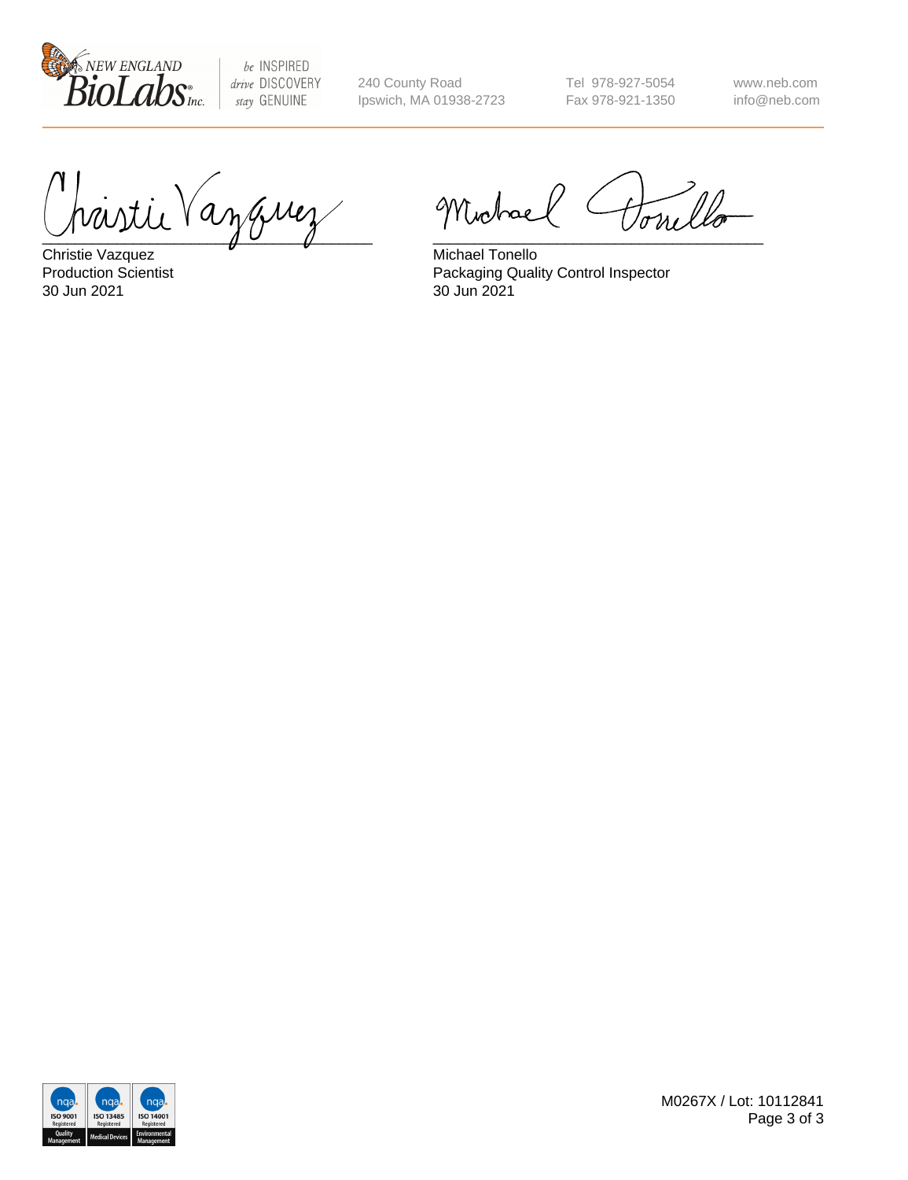Christie Vazquez
Production Scientist
30 Jun 2021

Michael Tonello
Packaging Quality Control Inspector
30 Jun 2021

M0267X / Lot: 10112841